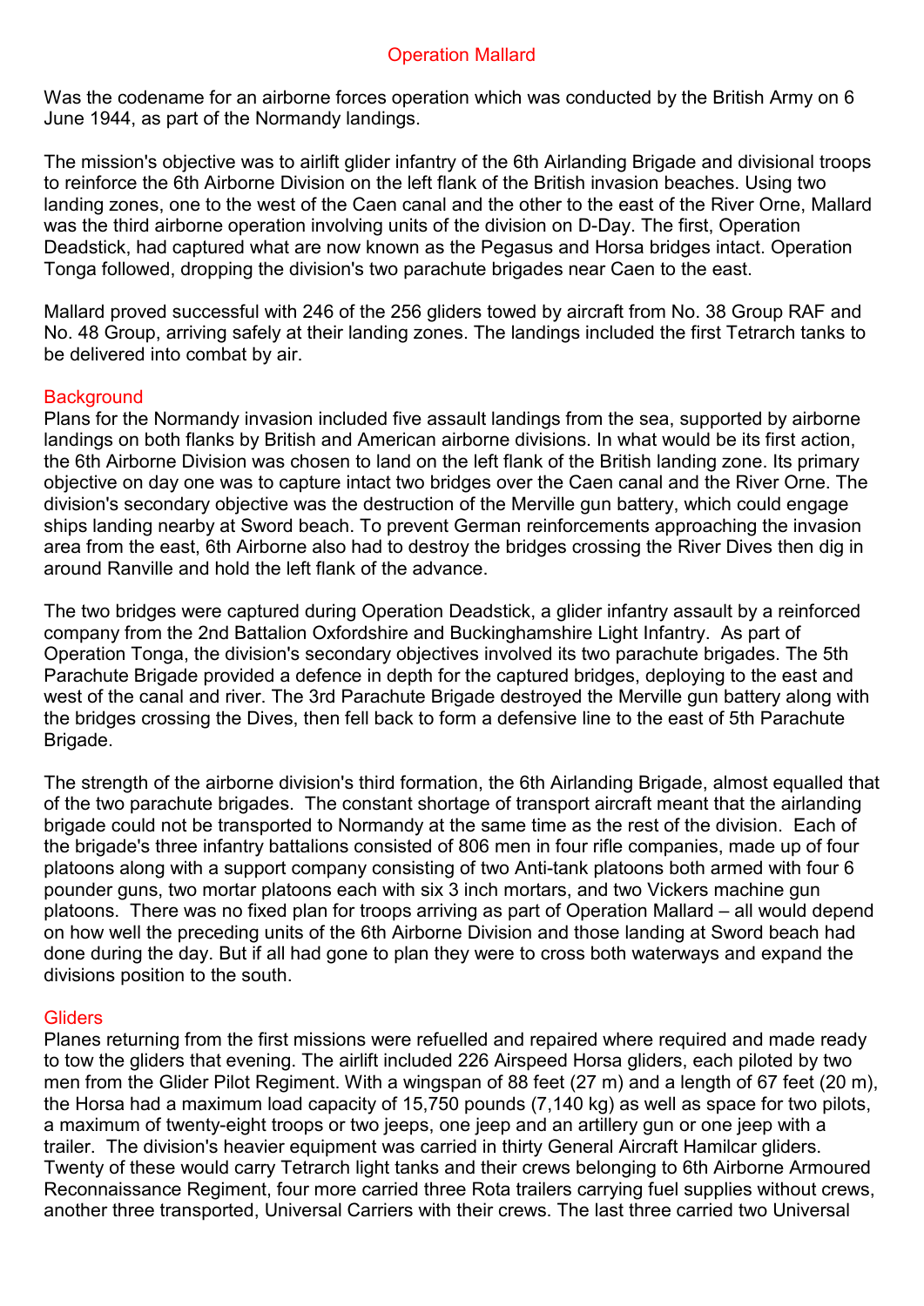# Operation Mallard

Was the codename for an airborne forces operation which was conducted by the British Army on 6 June 1944, as part of the Normandy landings.

The mission's objective was to airlift glider infantry of the 6th Airlanding Brigade and divisional troops to reinforce the 6th Airborne Division on the left flank of the British invasion beaches. Using two landing zones, one to the west of the Caen canal and the other to the east of the River Orne, Mallard was the third airborne operation involving units of the division on D-Day. The first, Operation Deadstick, had captured what are now known as the Pegasus and Horsa bridges intact. Operation Tonga followed, dropping the division's two parachute brigades near Caen to the east.

Mallard proved successful with 246 of the 256 gliders towed by aircraft from No. 38 Group RAF and No. 48 Group, arriving safely at their landing zones. The landings included the first Tetrarch tanks to be delivered into combat by air.

## Background

Plans for the Normandy invasion included five assault landings from the sea, supported by airborne landings on both flanks by British and American airborne divisions. In what would be its first action, the 6th Airborne Division was chosen to land on the left flank of the British landing zone. Its primary objective on day one was to capture intact two bridges over the Caen canal and the River Orne. The division's secondary objective was the destruction of the Merville gun battery, which could engage ships landing nearby at Sword beach. To prevent German reinforcements approaching the invasion area from the east, 6th Airborne also had to destroy the bridges crossing the River Dives then dig in around Ranville and hold the left flank of the advance.

The two bridges were captured during Operation Deadstick, a glider infantry assault by a reinforced company from the 2nd Battalion Oxfordshire and Buckinghamshire Light Infantry. As part of Operation Tonga, the division's secondary objectives involved its two parachute brigades. The 5th Parachute Brigade provided a defence in depth for the captured bridges, deploying to the east and west of the canal and river. The 3rd Parachute Brigade destroyed the Merville gun battery along with the bridges crossing the Dives, then fell back to form a defensive line to the east of 5th Parachute Brigade.

The strength of the airborne division's third formation, the 6th Airlanding Brigade, almost equalled that of the two parachute brigades. The constant shortage of transport aircraft meant that the airlanding brigade could not be transported to Normandy at the same time as the rest of the division. Each of the brigade's three infantry battalions consisted of 806 men in four rifle companies, made up of four platoons along with a support company consisting of two Anti-tank platoons both armed with four 6 pounder guns, two mortar platoons each with six 3 inch mortars, and two Vickers machine gun platoons. There was no fixed plan for troops arriving as part of Operation Mallard – all would depend on how well the preceding units of the 6th Airborne Division and those landing at Sword beach had done during the day. But if all had gone to plan they were to cross both waterways and expand the divisions position to the south.

## Gliders

Planes returning from the first missions were refuelled and repaired where required and made ready to tow the gliders that evening. The airlift included 226 Airspeed Horsa gliders, each piloted by two men from the Glider Pilot Regiment. With a wingspan of 88 feet (27 m) and a length of 67 feet (20 m), the Horsa had a maximum load capacity of 15,750 pounds (7,140 kg) as well as space for two pilots, a maximum of twenty-eight troops or two jeeps, one jeep and an artillery gun or one jeep with a trailer. The division's heavier equipment was carried in thirty General Aircraft Hamilcar gliders. Twenty of these would carry Tetrarch light tanks and their crews belonging to 6th Airborne Armoured Reconnaissance Regiment, four more carried three Rota trailers carrying fuel supplies without crews, another three transported, Universal Carriers with their crews. The last three carried two Universal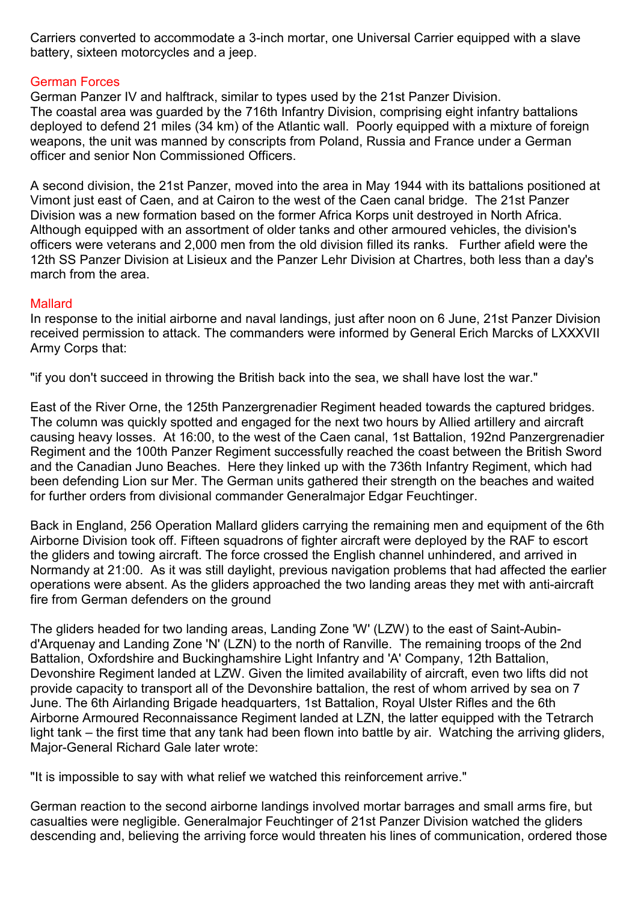Carriers converted to accommodate a 3-inch mortar, one Universal Carrier equipped with a slave battery, sixteen motorcycles and a jeep.

## German Forces

German Panzer IV and halftrack, similar to types used by the 21st Panzer Division.
The coastal area was guarded by the 716th Infantry Division, comprising eight infantry battalions deployed to defend 21 miles (34 km) of the Atlantic wall. Poorly equipped with a mixture of foreign weapons, the unit was manned by conscripts from Poland, Russia and France under a German officer and senior Non Commissioned Officers.

A second division, the 21st Panzer, moved into the area in May 1944 with its battalions positioned at Vimont just east of Caen, and at Cairon to the west of the Caen canal bridge. The 21st Panzer Division was a new formation based on the former Africa Korps unit destroyed in North Africa. Although equipped with an assortment of older tanks and other armoured vehicles, the division's officers were veterans and 2,000 men from the old division filled its ranks. Further afield were the 12th SS Panzer Division at Lisieux and the Panzer Lehr Division at Chartres, both less than a day's march from the area.

## Mallard

In response to the initial airborne and naval landings, just after noon on 6 June, 21st Panzer Division received permission to attack. The commanders were informed by General Erich Marcks of LXXXVII Army Corps that:

"if you don't succeed in throwing the British back into the sea, we shall have lost the war."

East of the River Orne, the 125th Panzergrenadier Regiment headed towards the captured bridges. The column was quickly spotted and engaged for the next two hours by Allied artillery and aircraft causing heavy losses. At 16:00, to the west of the Caen canal, 1st Battalion, 192nd Panzergrenadier Regiment and the 100th Panzer Regiment successfully reached the coast between the British Sword and the Canadian Juno Beaches. Here they linked up with the 736th Infantry Regiment, which had been defending Lion sur Mer. The German units gathered their strength on the beaches and waited for further orders from divisional commander Generalmajor Edgar Feuchtinger.

Back in England, 256 Operation Mallard gliders carrying the remaining men and equipment of the 6th Airborne Division took off. Fifteen squadrons of fighter aircraft were deployed by the RAF to escort the gliders and towing aircraft. The force crossed the English channel unhindered, and arrived in Normandy at 21:00. As it was still daylight, previous navigation problems that had affected the earlier operations were absent. As the gliders approached the two landing areas they met with anti-aircraft fire from German defenders on the ground

The gliders headed for two landing areas, Landing Zone 'W' (LZW) to the east of Saint-Aubin-d'Arquenay and Landing Zone 'N' (LZN) to the north of Ranville. The remaining troops of the 2nd Battalion, Oxfordshire and Buckinghamshire Light Infantry and 'A' Company, 12th Battalion, Devonshire Regiment landed at LZW. Given the limited availability of aircraft, even two lifts did not provide capacity to transport all of the Devonshire battalion, the rest of whom arrived by sea on 7 June. The 6th Airlanding Brigade headquarters, 1st Battalion, Royal Ulster Rifles and the 6th Airborne Armoured Reconnaissance Regiment landed at LZN, the latter equipped with the Tetrarch light tank – the first time that any tank had been flown into battle by air. Watching the arriving gliders, Major-General Richard Gale later wrote:

"It is impossible to say with what relief we watched this reinforcement arrive."

German reaction to the second airborne landings involved mortar barrages and small arms fire, but casualties were negligible. Generalmajor Feuchtinger of 21st Panzer Division watched the gliders descending and, believing the arriving force would threaten his lines of communication, ordered those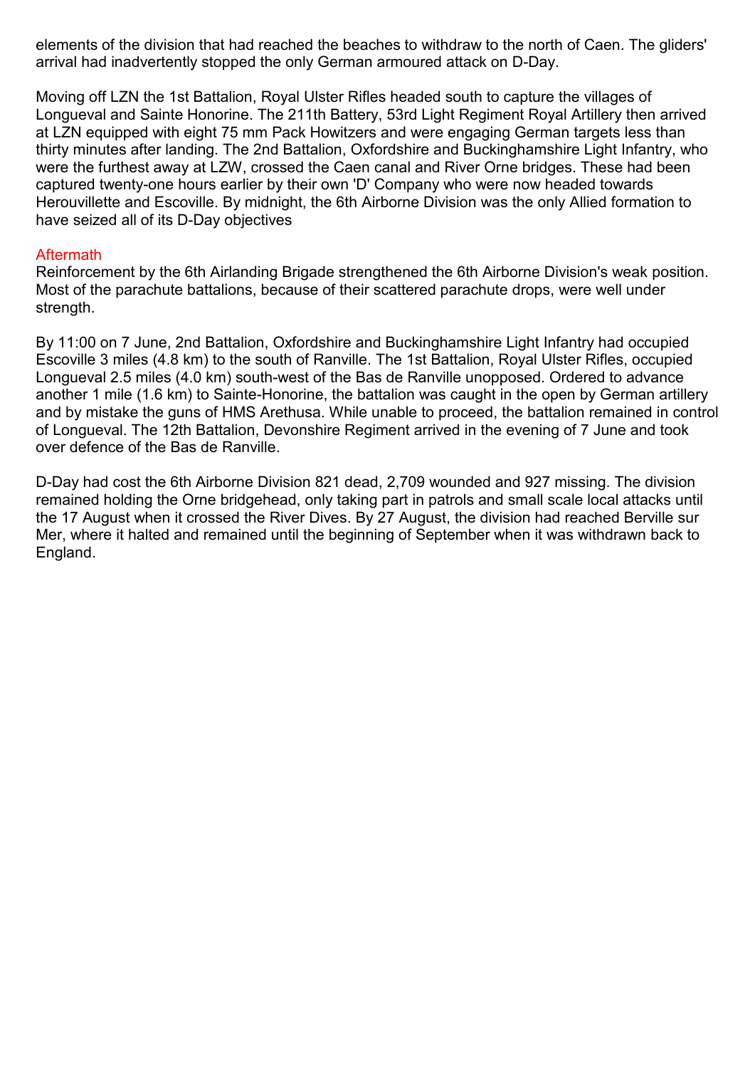elements of the division that had reached the beaches to withdraw to the north of Caen. The gliders' arrival had inadvertently stopped the only German armoured attack on D-Day.

Moving off LZN the 1st Battalion, Royal Ulster Rifles headed south to capture the villages of Longueval and Sainte Honorine. The 211th Battery, 53rd Light Regiment Royal Artillery then arrived at LZN equipped with eight 75 mm Pack Howitzers and were engaging German targets less than thirty minutes after landing. The 2nd Battalion, Oxfordshire and Buckinghamshire Light Infantry, who were the furthest away at LZW, crossed the Caen canal and River Orne bridges. These had been captured twenty-one hours earlier by their own 'D' Company who were now headed towards Herouvillette and Escoville. By midnight, the 6th Airborne Division was the only Allied formation to have seized all of its D-Day objectives

## Aftermath

Reinforcement by the 6th Airlanding Brigade strengthened the 6th Airborne Division's weak position. Most of the parachute battalions, because of their scattered parachute drops, were well under strength.

By 11:00 on 7 June, 2nd Battalion, Oxfordshire and Buckinghamshire Light Infantry had occupied Escoville 3 miles (4.8 km) to the south of Ranville. The 1st Battalion, Royal Ulster Rifles, occupied Longueval 2.5 miles (4.0 km) south-west of the Bas de Ranville unopposed. Ordered to advance another 1 mile (1.6 km) to Sainte-Honorine, the battalion was caught in the open by German artillery and by mistake the guns of HMS Arethusa. While unable to proceed, the battalion remained in control of Longueval. The 12th Battalion, Devonshire Regiment arrived in the evening of 7 June and took over defence of the Bas de Ranville.

D-Day had cost the 6th Airborne Division 821 dead, 2,709 wounded and 927 missing. The division remained holding the Orne bridgehead, only taking part in patrols and small scale local attacks until the 17 August when it crossed the River Dives. By 27 August, the division had reached Berville sur Mer, where it halted and remained until the beginning of September when it was withdrawn back to England.